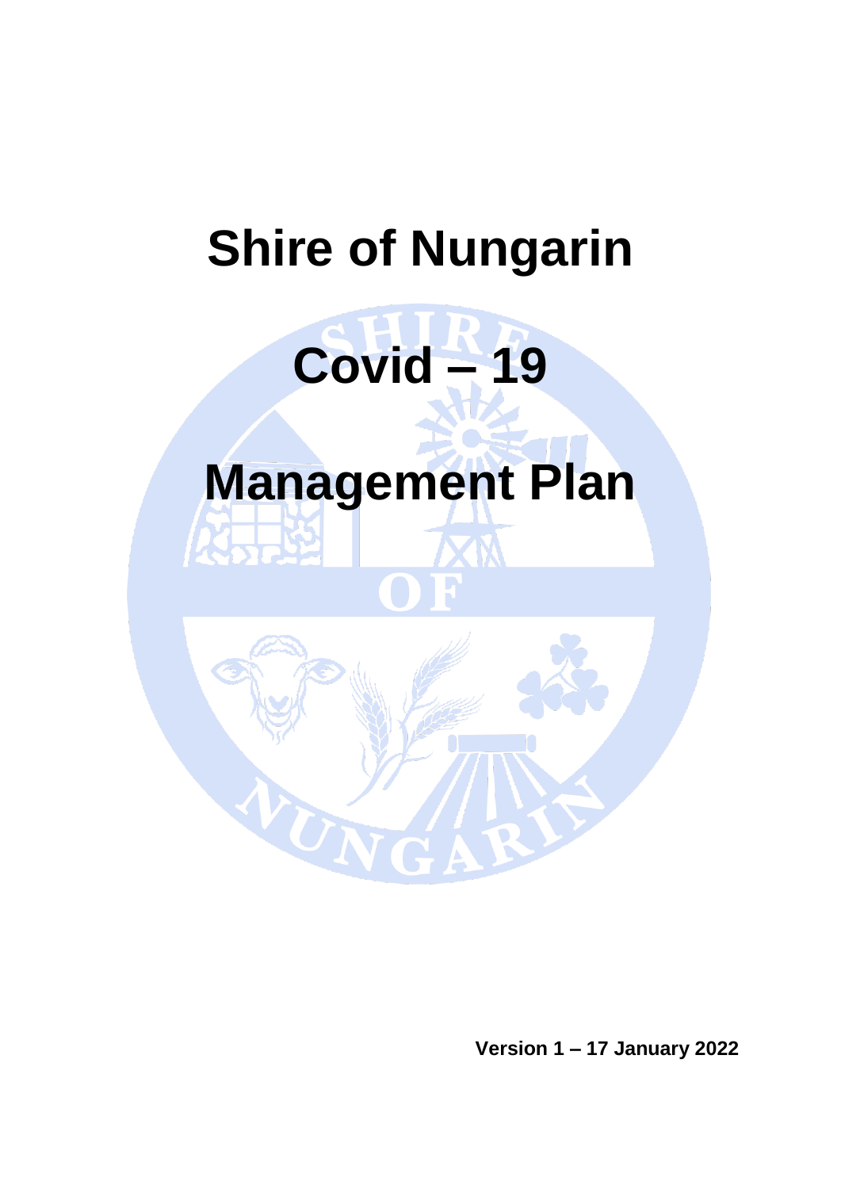# Shire of Nungarin

# Covid – 19

# Management Plan

**Version 1 – 17 January 2022**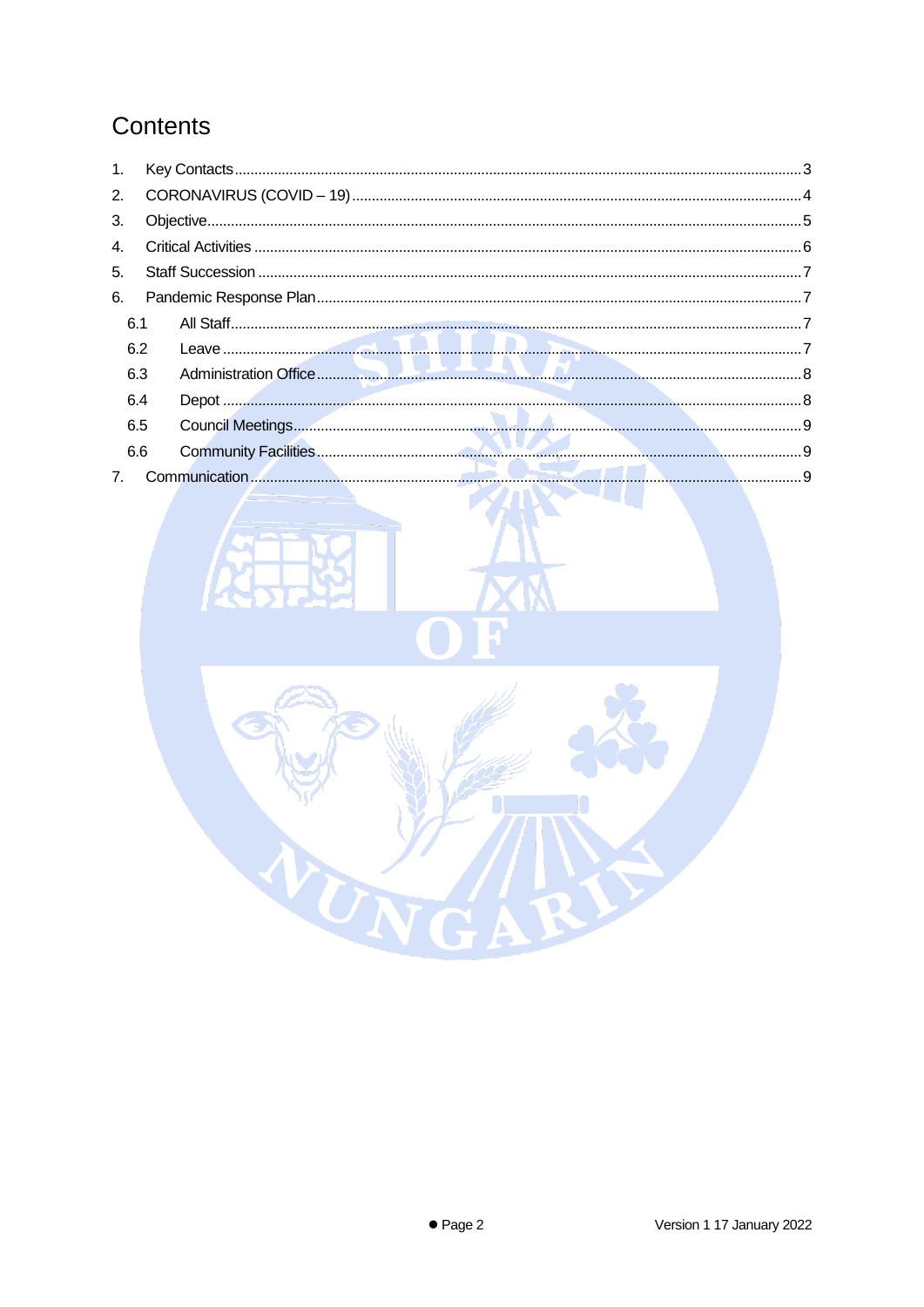# Contents

1. Key Contacts ........ 3
2. CORONAVIRUS (COVID – 19) ........ 4
3. Objective ........ 5
4. Critical Activities ........ 6
5. Staff Succession ........ 7
6. Pandemic Response Plan ........ 7
   - 6.1 All Staff ........ 7
   - 6.2 Leave ........ 7
   - 6.3 Administration Office ........ 8
   - 6.4 Depot ........ 8
   - 6.5 Council Meetings ........ 9
   - 6.6 Community Facilities ........ 9
7. Communication ........ 9

Version 1 17 January 2022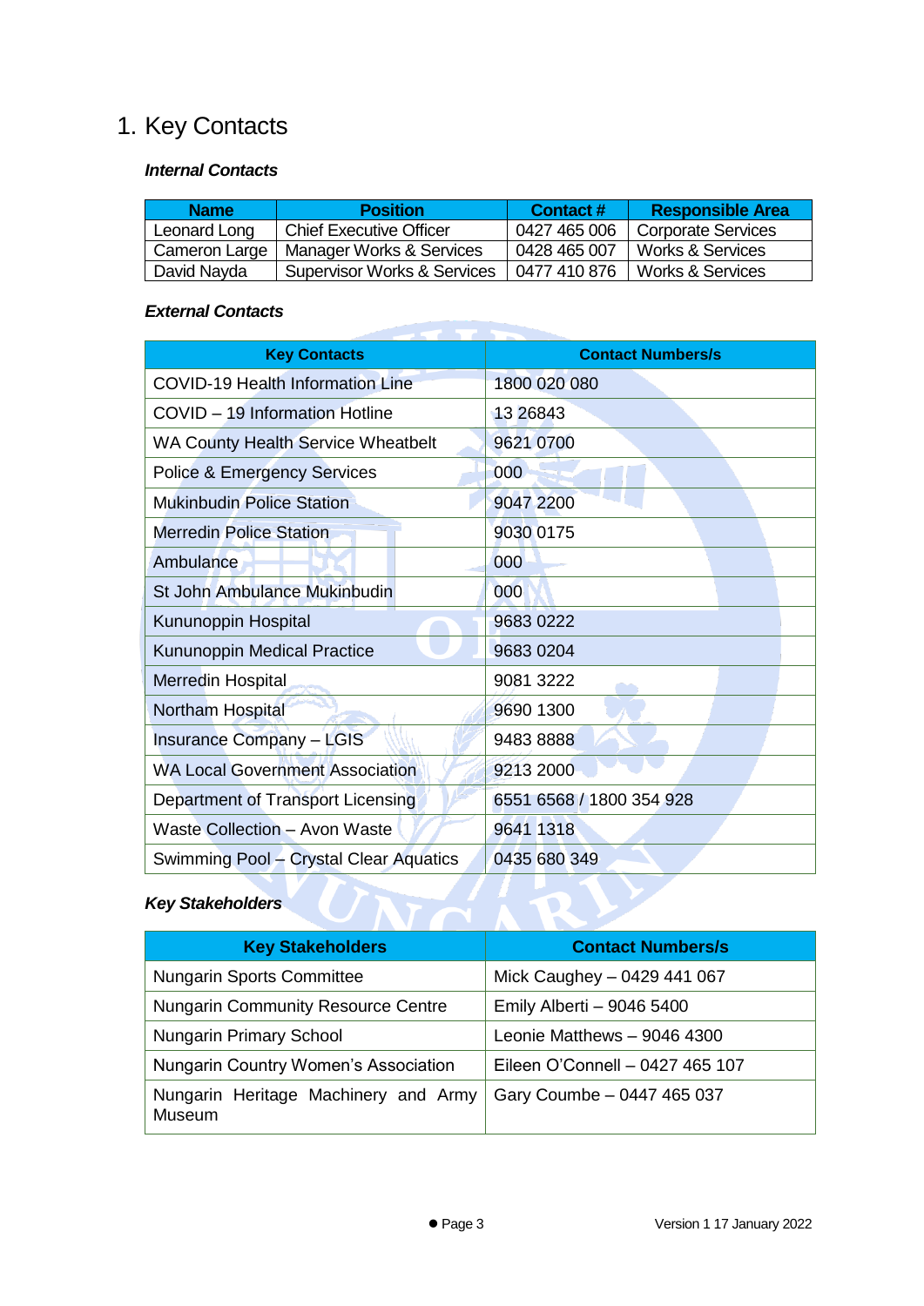# 1. Key Contacts

***Internal Contacts***

| Name | Position | Contact # | Responsible Area |
|---|---|---|---|
| Leonard Long | Chief Executive Officer | 0427 465 006 | Corporate Services |
| Cameron Large | Manager Works & Services | 0428 465 007 | Works & Services |
| David Nayda | Supervisor Works & Services | 0477 410 876 | Works & Services |

***External Contacts***

| Key Contacts | Contact Numbers/s |
|---|---|
| COVID-19 Health Information Line | 1800 020 080 |
| COVID – 19 Information Hotline | 13 26843 |
| WA County Health Service Wheatbelt | 9621 0700 |
| Police & Emergency Services | 000 |
| Mukinbudin Police Station | 9047 2200 |
| Merredin Police Station | 9030 0175 |
| Ambulance | 000 |
| St John Ambulance Mukinbudin | 000 |
| Kununoppin Hospital | 9683 0222 |
| Kununoppin Medical Practice | 9683 0204 |
| Merredin Hospital | 9081 3222 |
| Northam Hospital | 9690 1300 |
| Insurance Company – LGIS | 9483 8888 |
| WA Local Government Association | 9213 2000 |
| Department of Transport Licensing | 6551 6568 / 1800 354 928 |
| Waste Collection – Avon Waste | 9641 1318 |
| Swimming Pool – Crystal Clear Aquatics | 0435 680 349 |

***Key Stakeholders***

| Key Stakeholders | Contact Numbers/s |
|---|---|
| Nungarin Sports Committee | Mick Caughey – 0429 441 067 |
| Nungarin Community Resource Centre | Emily Alberti – 9046 5400 |
| Nungarin Primary School | Leonie Matthews – 9046 4300 |
| Nungarin Country Women's Association | Eileen O'Connell – 0427 465 107 |
| Nungarin Heritage Machinery and Army Museum | Gary Coumbe – 0447 465 037 |

Version 1 17 January 2022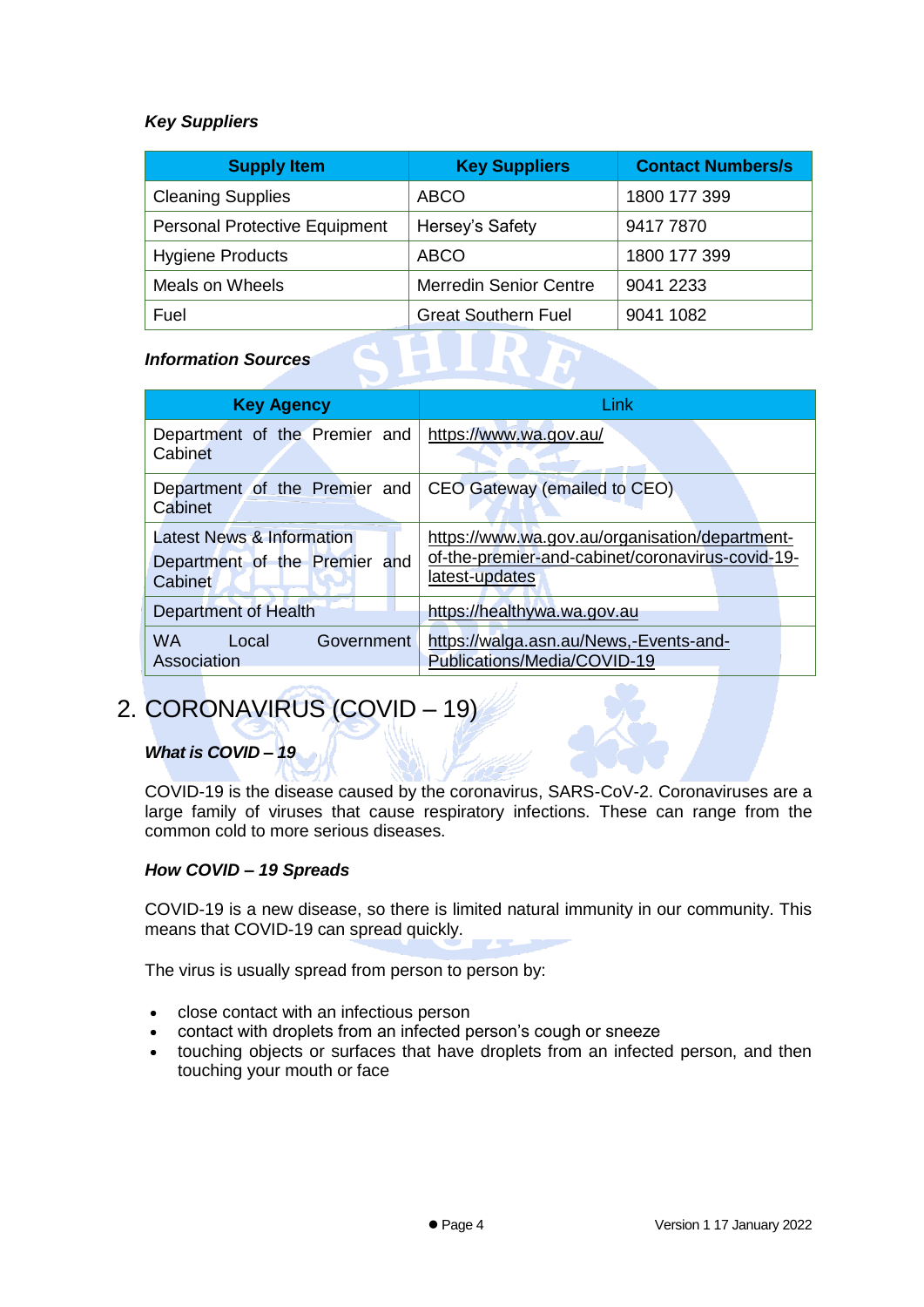***Key Suppliers***

| Supply Item | Key Suppliers | Contact Numbers/s |
|---|---|---|
| Cleaning Supplies | ABCO | 1800 177 399 |
| Personal Protective Equipment | Hersey's Safety | 9417 7870 |
| Hygiene Products | ABCO | 1800 177 399 |
| Meals on Wheels | Merredin Senior Centre | 9041 2233 |
| Fuel | Great Southern Fuel | 9041 1082 |

***Information Sources***

| Key Agency | Link |
|---|---|
| Department of the Premier and Cabinet | https://www.wa.gov.au/ |
| Department of the Premier and Cabinet | CEO Gateway (emailed to CEO) |
| Latest News & Information Department of the Premier and Cabinet | https://www.wa.gov.au/organisation/department-of-the-premier-and-cabinet/coronavirus-covid-19-latest-updates |
| Department of Health | https://healthywa.wa.gov.au |
| WA Local Government Association | https://walga.asn.au/News,-Events-and-Publications/Media/COVID-19 |

# 2. CORONAVIRUS (COVID – 19)

***What is COVID – 19***

COVID-19 is the disease caused by the coronavirus, SARS-CoV-2. Coronaviruses are a large family of viruses that cause respiratory infections. These can range from the common cold to more serious diseases.

***How COVID – 19 Spreads***

COVID-19 is a new disease, so there is limited natural immunity in our community. This means that COVID-19 can spread quickly.

The virus is usually spread from person to person by:

- close contact with an infectious person
- contact with droplets from an infected person's cough or sneeze
- touching objects or surfaces that have droplets from an infected person, and then touching your mouth or face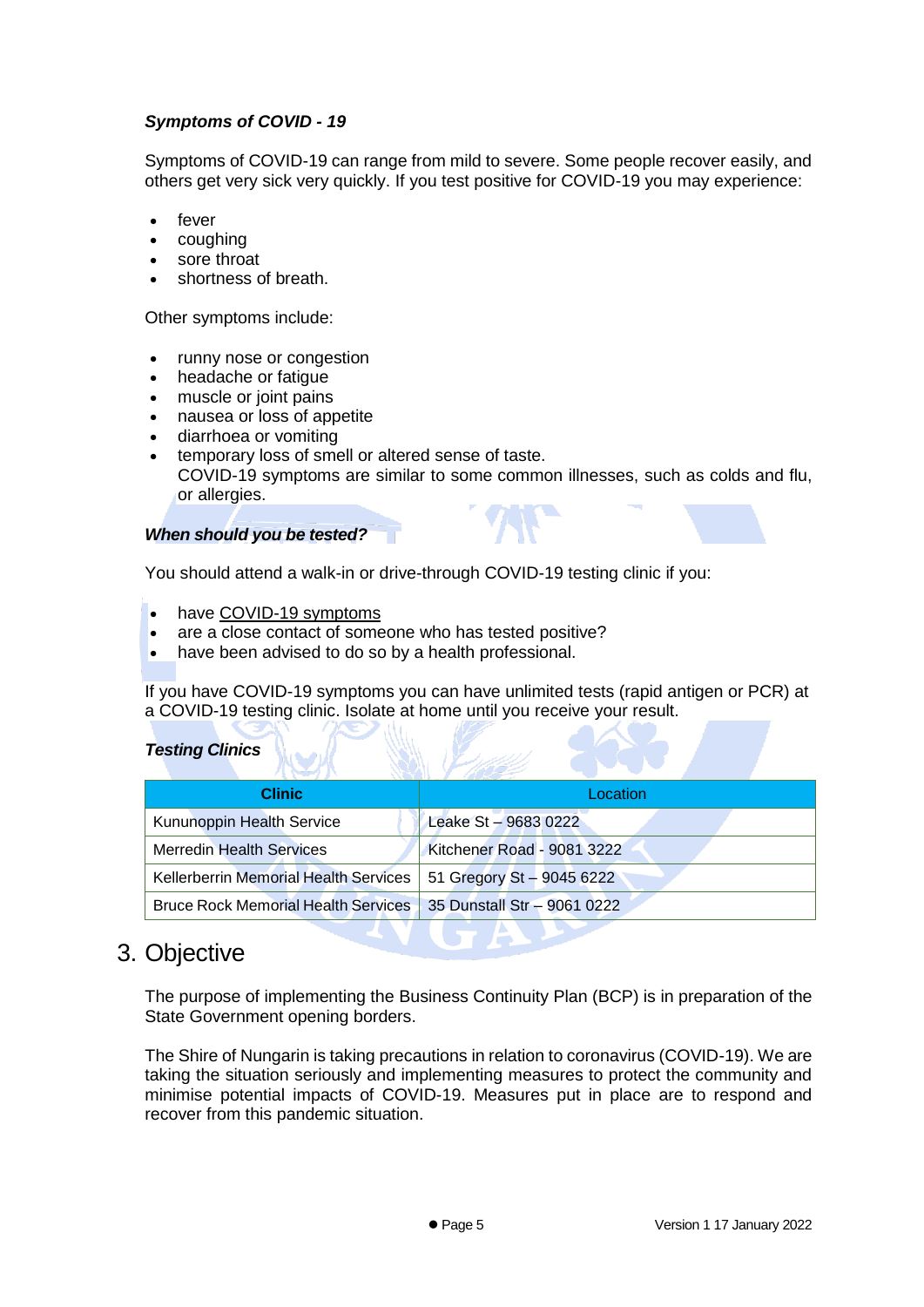***Symptoms of COVID - 19***

Symptoms of COVID-19 can range from mild to severe. Some people recover easily, and others get very sick very quickly. If you test positive for COVID-19 you may experience:

- fever
- coughing
- sore throat
- shortness of breath.

Other symptoms include:

- runny nose or congestion
- headache or fatigue
- muscle or joint pains
- nausea or loss of appetite
- diarrhoea or vomiting
- temporary loss of smell or altered sense of taste.
  COVID-19 symptoms are similar to some common illnesses, such as colds and flu, or allergies.

***When should you be tested?***

You should attend a walk-in or drive-through COVID-19 testing clinic if you:

- have COVID-19 symptoms
- are a close contact of someone who has tested positive?
- have been advised to do so by a health professional.

If you have COVID-19 symptoms you can have unlimited tests (rapid antigen or PCR) at a COVID-19 testing clinic. Isolate at home until you receive your result.

***Testing Clinics***

| **Clinic** | Location |
| --- | --- |
| Kununoppin Health Service | Leake St – 9683 0222 |
| Merredin Health Services | Kitchener Road - 9081 3222 |
| Kellerberrin Memorial Health Services | 51 Gregory St – 9045 6222 |
| Bruce Rock Memorial Health Services | 35 Dunstall Str – 9061 0222 |

# 3. Objective

The purpose of implementing the Business Continuity Plan (BCP) is in preparation of the State Government opening borders.

The Shire of Nungarin is taking precautions in relation to coronavirus (COVID-19). We are taking the situation seriously and implementing measures to protect the community and minimise potential impacts of COVID-19. Measures put in place are to respond and recover from this pandemic situation.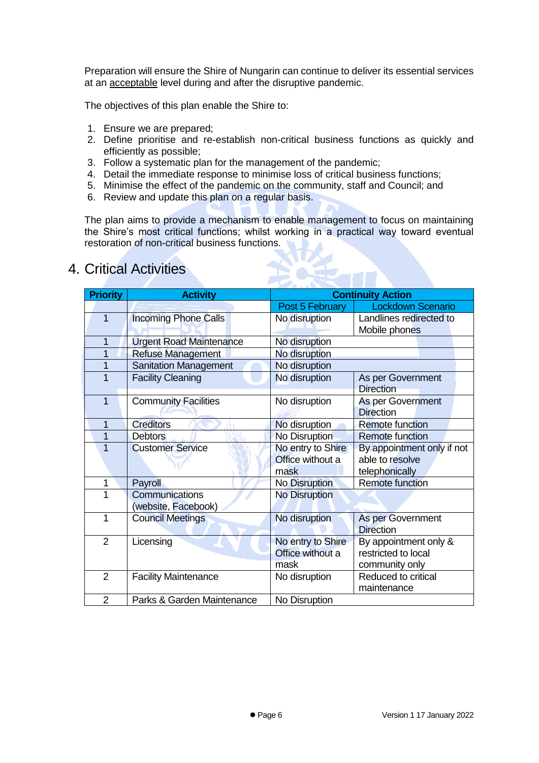Preparation will ensure the Shire of Nungarin can continue to deliver its essential services at an acceptable level during and after the disruptive pandemic.

The objectives of this plan enable the Shire to:

1. Ensure we are prepared;
2. Define prioritise and re-establish non-critical business functions as quickly and efficiently as possible;
3. Follow a systematic plan for the management of the pandemic;
4. Detail the immediate response to minimise loss of critical business functions;
5. Minimise the effect of the pandemic on the community, staff and Council; and
6. Review and update this plan on a regular basis.

The plan aims to provide a mechanism to enable management to focus on maintaining the Shire's most critical functions; whilst working in a practical way toward eventual restoration of non-critical business functions.

# 4. Critical Activities

| Priority | Activity | Continuity Action | |
|---|---|---|---|
| | | Post 5 February | Lockdown Scenario |
| 1 | Incoming Phone Calls | No disruption | Landlines redirected to Mobile phones |
| 1 | Urgent Road Maintenance | No disruption | |
| 1 | Refuse Management | No disruption | |
| 1 | Sanitation Management | No disruption | |
| 1 | Facility Cleaning | No disruption | As per Government Direction |
| 1 | Community Facilities | No disruption | As per Government Direction |
| 1 | Creditors | No disruption | Remote function |
| 1 | Debtors | No Disruption | Remote function |
| 1 | Customer Service | No entry to Shire Office without a mask | By appointment only if not able to resolve telephonically |
| 1 | Payroll | No Disruption | Remote function |
| 1 | Communications (website, Facebook) | No Disruption | |
| 1 | Council Meetings | No disruption | As per Government Direction |
| 2 | Licensing | No entry to Shire Office without a mask | By appointment only & restricted to local community only |
| 2 | Facility Maintenance | No disruption | Reduced to critical maintenance |
| 2 | Parks & Garden Maintenance | No Disruption | |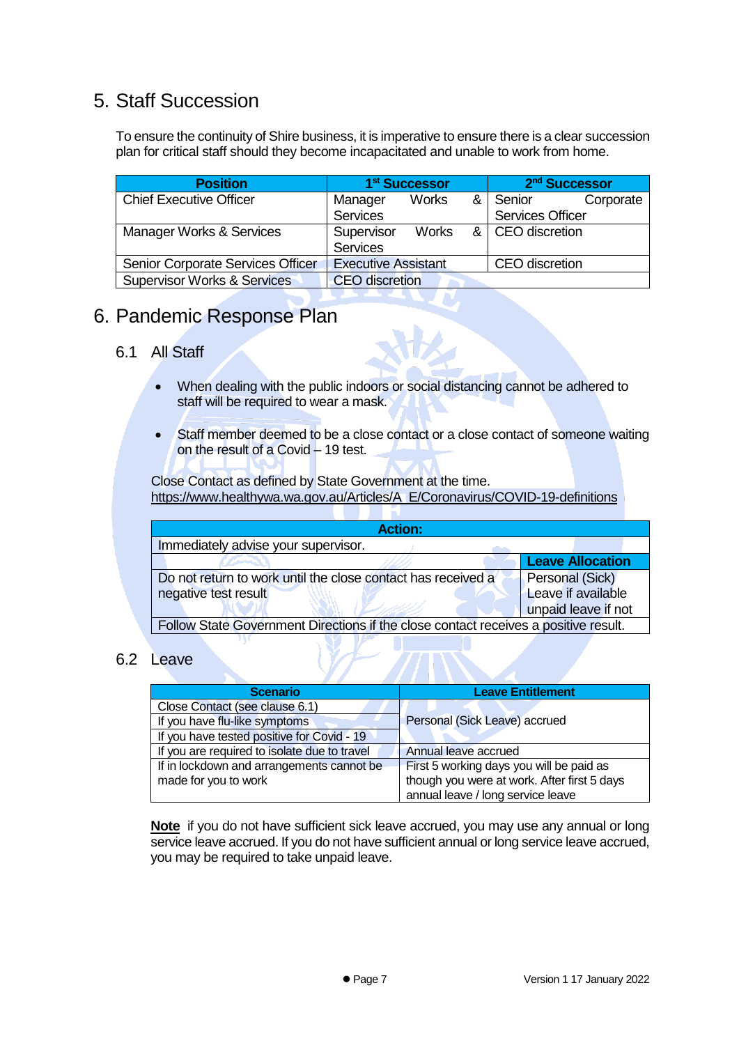# 5. Staff Succession

To ensure the continuity of Shire business, it is imperative to ensure there is a clear succession plan for critical staff should they become incapacitated and unable to work from home.

| Position | 1st Successor | 2nd Successor |
|---|---|---|
| Chief Executive Officer | Manager Works & Services | Senior Corporate Services Officer |
| Manager Works & Services | Supervisor Works & Services | CEO discretion |
| Senior Corporate Services Officer | Executive Assistant | CEO discretion |
| Supervisor Works & Services | CEO discretion | |

# 6. Pandemic Response Plan

## 6.1 All Staff

- When dealing with the public indoors or social distancing cannot be adhered to staff will be required to wear a mask.
- Staff member deemed to be a close contact or a close contact of someone waiting on the result of a Covid – 19 test.

Close Contact as defined by State Government at the time.
https://www.healthywa.wa.gov.au/Articles/A_E/Coronavirus/COVID-19-definitions

| Action: | |
|---|---|
| Immediately advise your supervisor. | |
| | **Leave Allocation** |
| Do not return to work until the close contact has received a negative test result | Personal (Sick) Leave if available unpaid leave if not |
| Follow State Government Directions if the close contact receives a positive result. | |

## 6.2 Leave

| Scenario | Leave Entitlement |
|---|---|
| Close Contact (see clause 6.1) | Personal (Sick Leave) accrued |
| If you have flu-like symptoms | Personal (Sick Leave) accrued |
| If you have tested positive for Covid - 19 | Personal (Sick Leave) accrued |
| If you are required to isolate due to travel | Annual leave accrued |
| If in lockdown and arrangements cannot be made for you to work | First 5 working days you will be paid as though you were at work. After first 5 days annual leave / long service leave |

**Note** if you do not have sufficient sick leave accrued, you may use any annual or long service leave accrued. If you do not have sufficient annual or long service leave accrued, you may be required to take unpaid leave.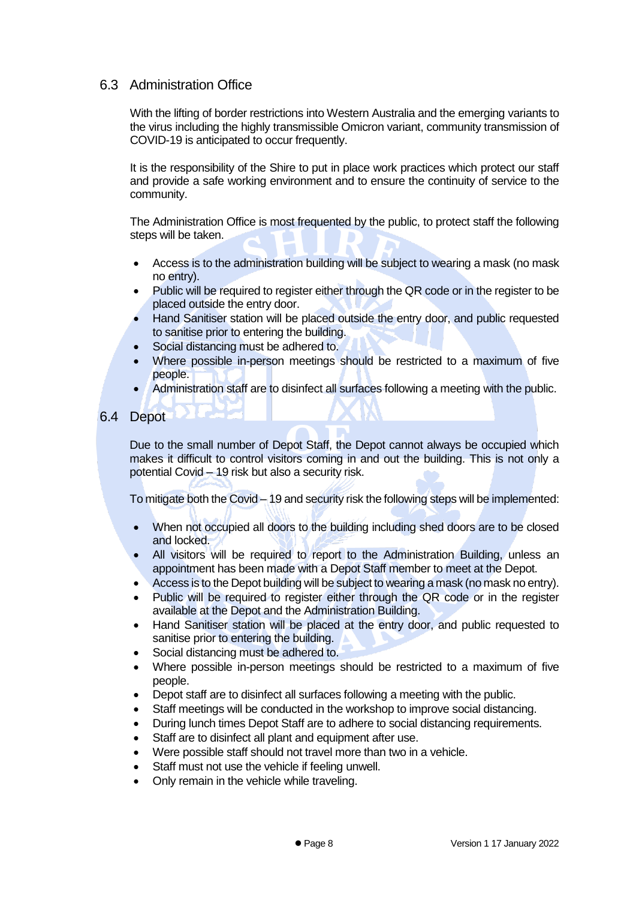## 6.3 Administration Office

With the lifting of border restrictions into Western Australia and the emerging variants to the virus including the highly transmissible Omicron variant, community transmission of COVID-19 is anticipated to occur frequently.

It is the responsibility of the Shire to put in place work practices which protect our staff and provide a safe working environment and to ensure the continuity of service to the community.

The Administration Office is most frequented by the public, to protect staff the following steps will be taken.

- Access is to the administration building will be subject to wearing a mask (no mask no entry).
- Public will be required to register either through the QR code or in the register to be placed outside the entry door.
- Hand Sanitiser station will be placed outside the entry door, and public requested to sanitise prior to entering the building.
- Social distancing must be adhered to.
- Where possible in-person meetings should be restricted to a maximum of five people.
- Administration staff are to disinfect all surfaces following a meeting with the public.

## 6.4 Depot

Due to the small number of Depot Staff, the Depot cannot always be occupied which makes it difficult to control visitors coming in and out the building. This is not only a potential Covid – 19 risk but also a security risk.

To mitigate both the Covid – 19 and security risk the following steps will be implemented:

- When not occupied all doors to the building including shed doors are to be closed and locked.
- All visitors will be required to report to the Administration Building, unless an appointment has been made with a Depot Staff member to meet at the Depot.
- Access is to the Depot building will be subject to wearing a mask (no mask no entry).
- Public will be required to register either through the QR code or in the register available at the Depot and the Administration Building.
- Hand Sanitiser station will be placed at the entry door, and public requested to sanitise prior to entering the building.
- Social distancing must be adhered to.
- Where possible in-person meetings should be restricted to a maximum of five people.
- Depot staff are to disinfect all surfaces following a meeting with the public.
- Staff meetings will be conducted in the workshop to improve social distancing.
- During lunch times Depot Staff are to adhere to social distancing requirements.
- Staff are to disinfect all plant and equipment after use.
- Were possible staff should not travel more than two in a vehicle.
- Staff must not use the vehicle if feeling unwell.
- Only remain in the vehicle while traveling.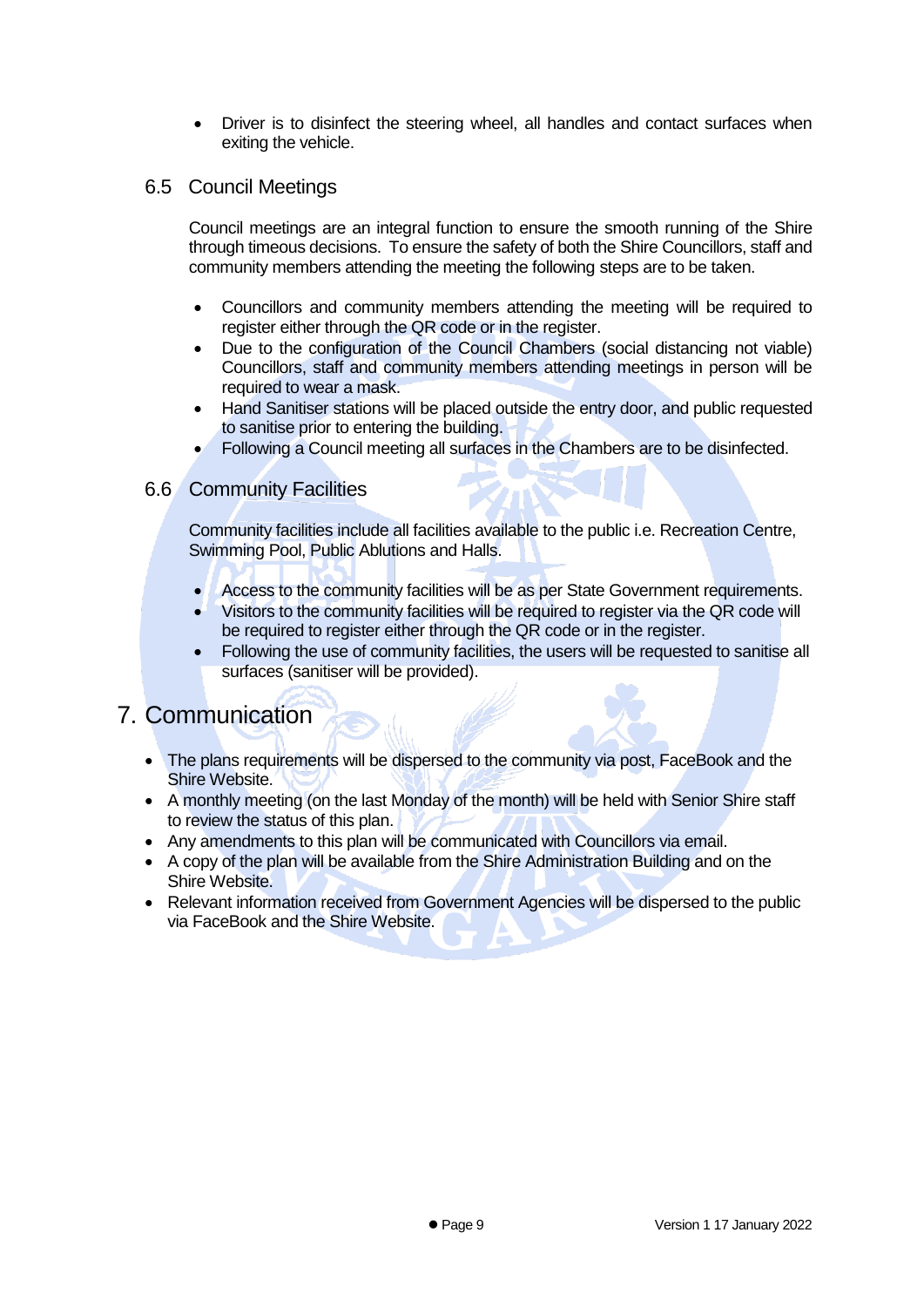- Driver is to disinfect the steering wheel, all handles and contact surfaces when exiting the vehicle.

### 6.5 Council Meetings

Council meetings are an integral function to ensure the smooth running of the Shire through timeous decisions. To ensure the safety of both the Shire Councillors, staff and community members attending the meeting the following steps are to be taken.

- Councillors and community members attending the meeting will be required to register either through the QR code or in the register.
- Due to the configuration of the Council Chambers (social distancing not viable) Councillors, staff and community members attending meetings in person will be required to wear a mask.
- Hand Sanitiser stations will be placed outside the entry door, and public requested to sanitise prior to entering the building.
- Following a Council meeting all surfaces in the Chambers are to be disinfected.

### 6.6 Community Facilities

Community facilities include all facilities available to the public i.e. Recreation Centre, Swimming Pool, Public Ablutions and Halls.

- Access to the community facilities will be as per State Government requirements.
- Visitors to the community facilities will be required to register via the QR code will be required to register either through the QR code or in the register.
- Following the use of community facilities, the users will be requested to sanitise all surfaces (sanitiser will be provided).

## 7. Communication

- The plans requirements will be dispersed to the community via post, FaceBook and the Shire Website.
- A monthly meeting (on the last Monday of the month) will be held with Senior Shire staff to review the status of this plan.
- Any amendments to this plan will be communicated with Councillors via email.
- A copy of the plan will be available from the Shire Administration Building and on the Shire Website.
- Relevant information received from Government Agencies will be dispersed to the public via FaceBook and the Shire Website.